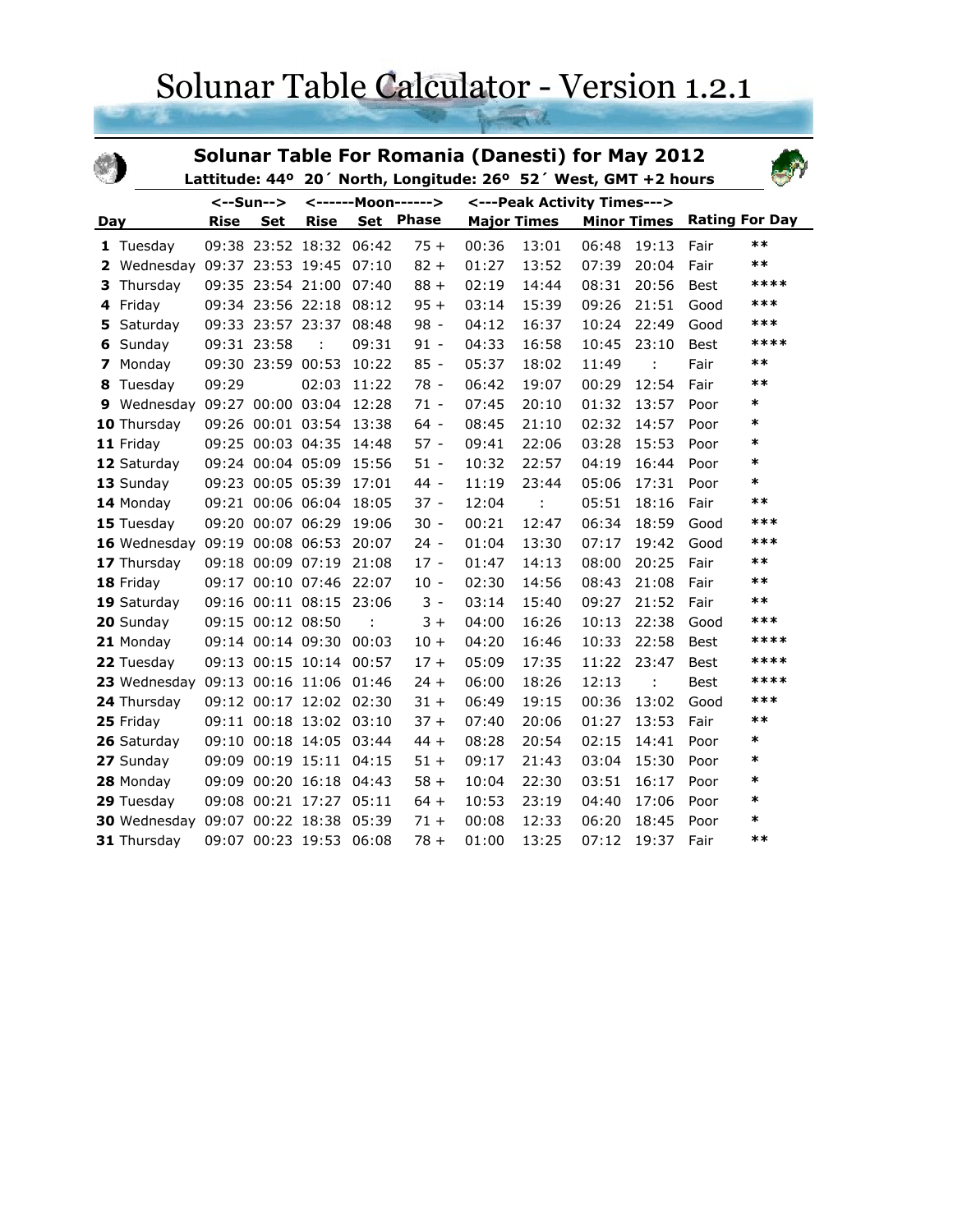# Solunar Table Calculator - Version 1.2.1

## Solunar Table For Romania (Danesti) for May 2012

**Lattitude: 44º 20´ North, Longitude: 26º 52´ West, GMT +2 hours**

| Day | | <--Sun--> | | <------Moon------> | | | <---Peak Activity Times---> | | | | | |
|---|---|---|---|---|---|---|---|---|---|---|---|---|
| **Day** | | **Rise** | **Set** | **Rise** | **Set** | **Phase** | **Major Times** | | **Minor Times** | | **Rating For Day** | |
| **1** | Tuesday | 09:38 | 23:52 | 18:32 | 06:42 | 75 + | 00:36 | 13:01 | 06:48 | 19:13 | Fair | ** |
| **2** | Wednesday | 09:37 | 23:53 | 19:45 | 07:10 | 82 + | 01:27 | 13:52 | 07:39 | 20:04 | Fair | ** |
| **3** | Thursday | 09:35 | 23:54 | 21:00 | 07:40 | 88 + | 02:19 | 14:44 | 08:31 | 20:56 | Best | **** |
| **4** | Friday | 09:34 | 23:56 | 22:18 | 08:12 | 95 + | 03:14 | 15:39 | 09:26 | 21:51 | Good | *** |
| **5** | Saturday | 09:33 | 23:57 | 23:37 | 08:48 | 98 - | 04:12 | 16:37 | 10:24 | 22:49 | Good | *** |
| **6** | Sunday | 09:31 | 23:58 | : | 09:31 | 91 - | 04:33 | 16:58 | 10:45 | 23:10 | Best | **** |
| **7** | Monday | 09:30 | 23:59 | 00:53 | 10:22 | 85 - | 05:37 | 18:02 | 11:49 | : | Fair | ** |
| **8** | Tuesday | 09:29 | | 02:03 | 11:22 | 78 - | 06:42 | 19:07 | 00:29 | 12:54 | Fair | ** |
| **9** | Wednesday | 09:27 | 00:00 | 03:04 | 12:28 | 71 - | 07:45 | 20:10 | 01:32 | 13:57 | Poor | * |
| **10** | Thursday | 09:26 | 00:01 | 03:54 | 13:38 | 64 - | 08:45 | 21:10 | 02:32 | 14:57 | Poor | * |
| **11** | Friday | 09:25 | 00:03 | 04:35 | 14:48 | 57 - | 09:41 | 22:06 | 03:28 | 15:53 | Poor | * |
| **12** | Saturday | 09:24 | 00:04 | 05:09 | 15:56 | 51 - | 10:32 | 22:57 | 04:19 | 16:44 | Poor | * |
| **13** | Sunday | 09:23 | 00:05 | 05:39 | 17:01 | 44 - | 11:19 | 23:44 | 05:06 | 17:31 | Poor | * |
| **14** | Monday | 09:21 | 00:06 | 06:04 | 18:05 | 37 - | 12:04 | : | 05:51 | 18:16 | Fair | ** |
| **15** | Tuesday | 09:20 | 00:07 | 06:29 | 19:06 | 30 - | 00:21 | 12:47 | 06:34 | 18:59 | Good | *** |
| **16** | Wednesday | 09:19 | 00:08 | 06:53 | 20:07 | 24 - | 01:04 | 13:30 | 07:17 | 19:42 | Good | *** |
| **17** | Thursday | 09:18 | 00:09 | 07:19 | 21:08 | 17 - | 01:47 | 14:13 | 08:00 | 20:25 | Fair | ** |
| **18** | Friday | 09:17 | 00:10 | 07:46 | 22:07 | 10 - | 02:30 | 14:56 | 08:43 | 21:08 | Fair | ** |
| **19** | Saturday | 09:16 | 00:11 | 08:15 | 23:06 | 3 - | 03:14 | 15:40 | 09:27 | 21:52 | Fair | ** |
| **20** | Sunday | 09:15 | 00:12 | 08:50 | : | 3 + | 04:00 | 16:26 | 10:13 | 22:38 | Good | *** |
| **21** | Monday | 09:14 | 00:14 | 09:30 | 00:03 | 10 + | 04:20 | 16:46 | 10:33 | 22:58 | Best | **** |
| **22** | Tuesday | 09:13 | 00:15 | 10:14 | 00:57 | 17 + | 05:09 | 17:35 | 11:22 | 23:47 | Best | **** |
| **23** | Wednesday | 09:13 | 00:16 | 11:06 | 01:46 | 24 + | 06:00 | 18:26 | 12:13 | : | Best | **** |
| **24** | Thursday | 09:12 | 00:17 | 12:02 | 02:30 | 31 + | 06:49 | 19:15 | 00:36 | 13:02 | Good | *** |
| **25** | Friday | 09:11 | 00:18 | 13:02 | 03:10 | 37 + | 07:40 | 20:06 | 01:27 | 13:53 | Fair | ** |
| **26** | Saturday | 09:10 | 00:18 | 14:05 | 03:44 | 44 + | 08:28 | 20:54 | 02:15 | 14:41 | Poor | * |
| **27** | Sunday | 09:09 | 00:19 | 15:11 | 04:15 | 51 + | 09:17 | 21:43 | 03:04 | 15:30 | Poor | * |
| **28** | Monday | 09:09 | 00:20 | 16:18 | 04:43 | 58 + | 10:04 | 22:30 | 03:51 | 16:17 | Poor | * |
| **29** | Tuesday | 09:08 | 00:21 | 17:27 | 05:11 | 64 + | 10:53 | 23:19 | 04:40 | 17:06 | Poor | * |
| **30** | Wednesday | 09:07 | 00:22 | 18:38 | 05:39 | 71 + | 00:08 | 12:33 | 06:20 | 18:45 | Poor | * |
| **31** | Thursday | 09:07 | 00:23 | 19:53 | 06:08 | 78 + | 01:00 | 13:25 | 07:12 | 19:37 | Fair | ** |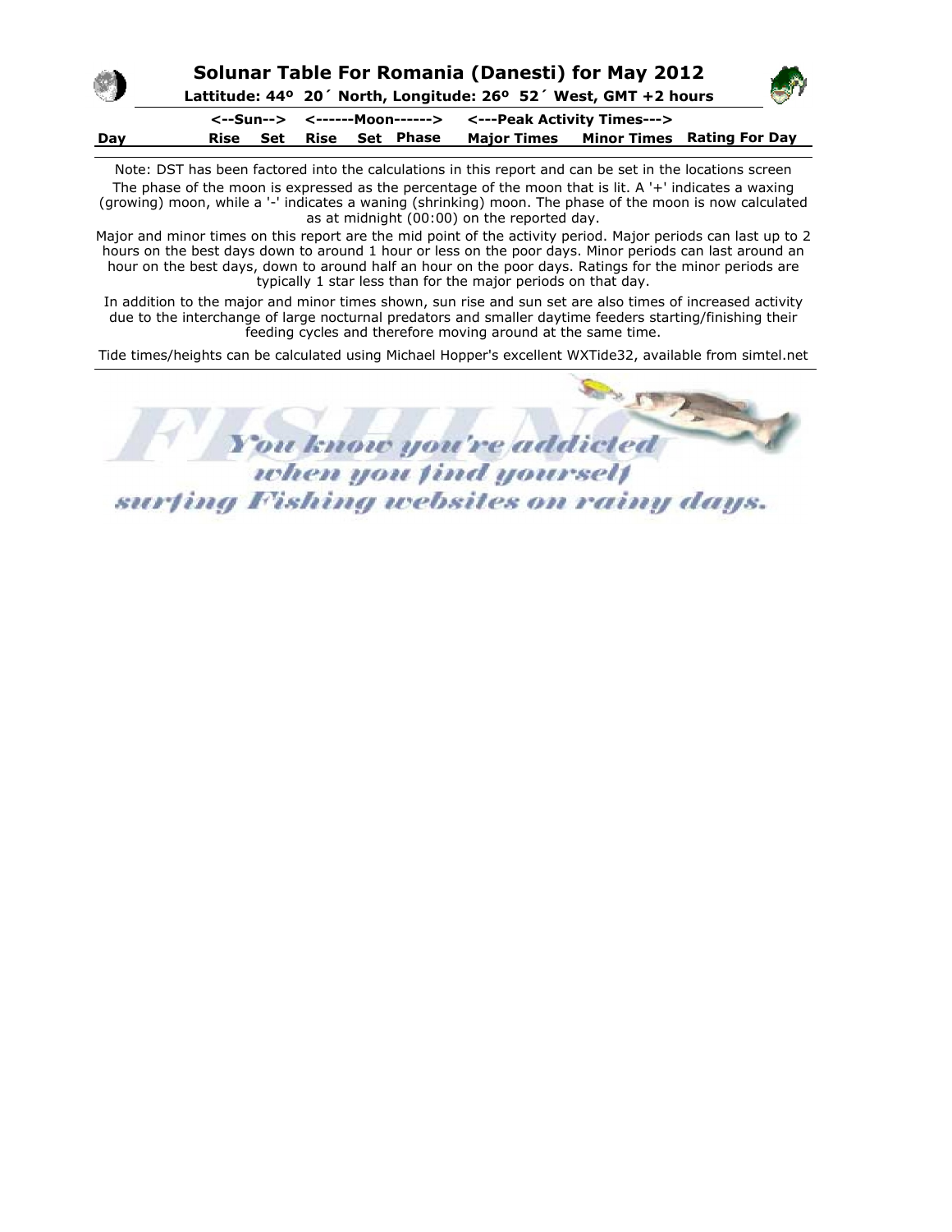## Solunar Table For Romania (Danesti) for May 2012

**Lattitude: 44º 20´ North, Longitude: 26º 52´ West, GMT +2 hours**

| | <--Sun--> | | <------Moon------> | | | <---Peak Activity Times---> | | |
|---|---|---|---|---|---|---|---|---|
| **Day** | **Rise** | **Set** | **Rise** | **Set** | **Phase** | **Major Times** | **Minor Times** | **Rating For Day** |

Note: DST has been factored into the calculations in this report and can be set in the locations screen

The phase of the moon is expressed as the percentage of the moon that is lit. A '+' indicates a waxing (growing) moon, while a '-' indicates a waning (shrinking) moon. The phase of the moon is now calculated as at midnight (00:00) on the reported day.

Major and minor times on this report are the mid point of the activity period. Major periods can last up to 2 hours on the best days down to around 1 hour or less on the poor days. Minor periods can last around an hour on the best days, down to around half an hour on the poor days. Ratings for the minor periods are typically 1 star less than for the major periods on that day.

In addition to the major and minor times shown, sun rise and sun set are also times of increased activity due to the interchange of large nocturnal predators and smaller daytime feeders starting/finishing their feeding cycles and therefore moving around at the same time.

Tide times/heights can be calculated using Michael Hopper's excellent WXTide32, available from simtel.net

FISHING

*You know you're addicted when you find yourself surfing Fishing websites on rainy days.*